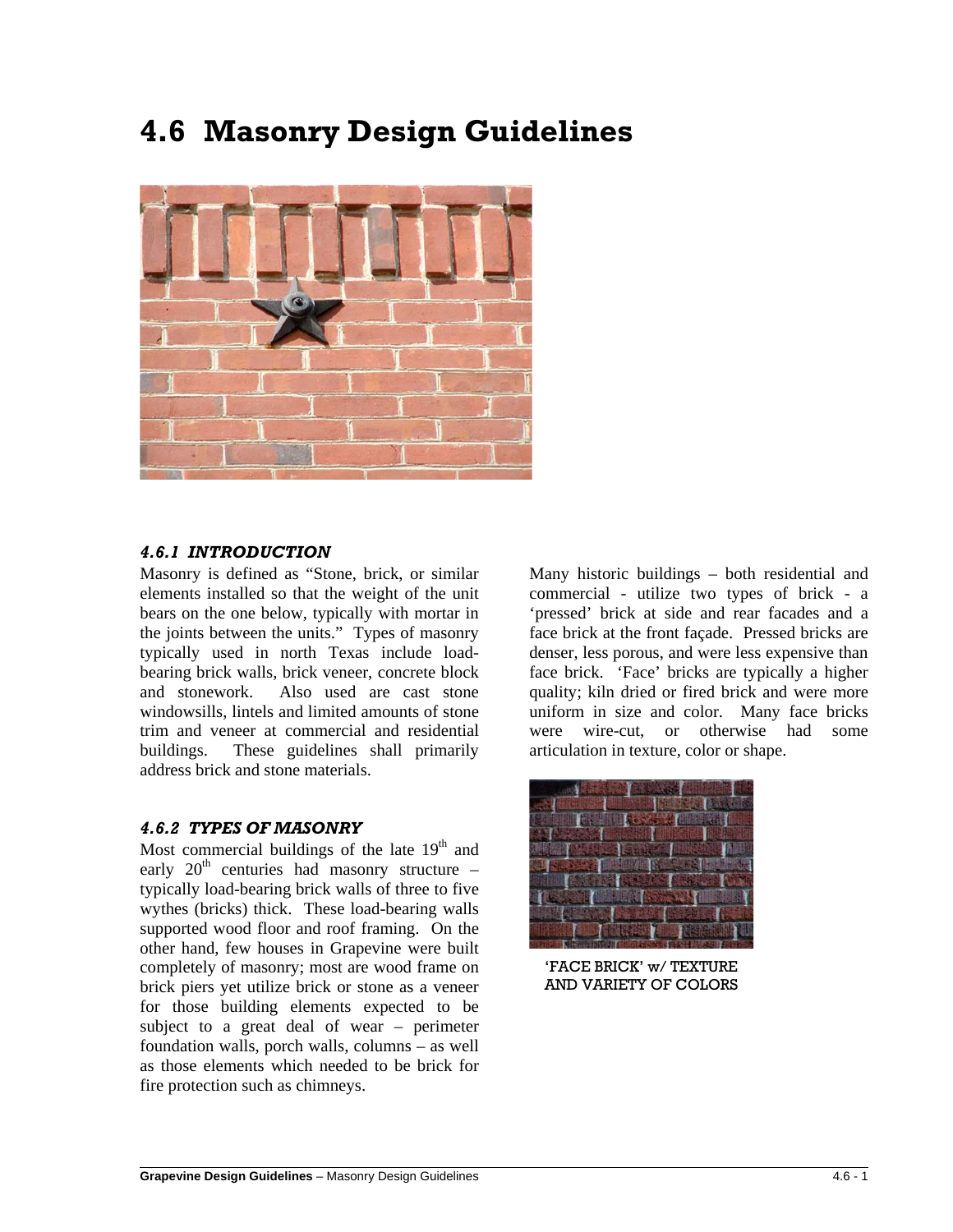# 4.6 Masonry Design Guidelines

### *4.6.1 INTRODUCTION*

Masonry is defined as "Stone, brick, or similar elements installed so that the weight of the unit bears on the one below, typically with mortar in the joints between the units." Types of masonry typically used in north Texas include load-bearing brick walls, brick veneer, concrete block and stonework. Also used are cast stone windowsills, lintels and limited amounts of stone trim and veneer at commercial and residential buildings. These guidelines shall primarily address brick and stone materials.

### *4.6.2 TYPES OF MASONRY*

Most commercial buildings of the late 19th and early 20th centuries had masonry structure – typically load-bearing brick walls of three to five wythes (bricks) thick. These load-bearing walls supported wood floor and roof framing. On the other hand, few houses in Grapevine were built completely of masonry; most are wood frame on brick piers yet utilize brick or stone as a veneer for those building elements expected to be subject to a great deal of wear – perimeter foundation walls, porch walls, columns – as well as those elements which needed to be brick for fire protection such as chimneys.

Many historic buildings – both residential and commercial - utilize two types of brick - a 'pressed' brick at side and rear facades and a face brick at the front façade. Pressed bricks are denser, less porous, and were less expensive than face brick. 'Face' bricks are typically a higher quality; kiln dried or fired brick and were more uniform in size and color. Many face bricks were wire-cut, or otherwise had some articulation in texture, color or shape.

'FACE BRICK' w/ TEXTURE AND VARIETY OF COLORS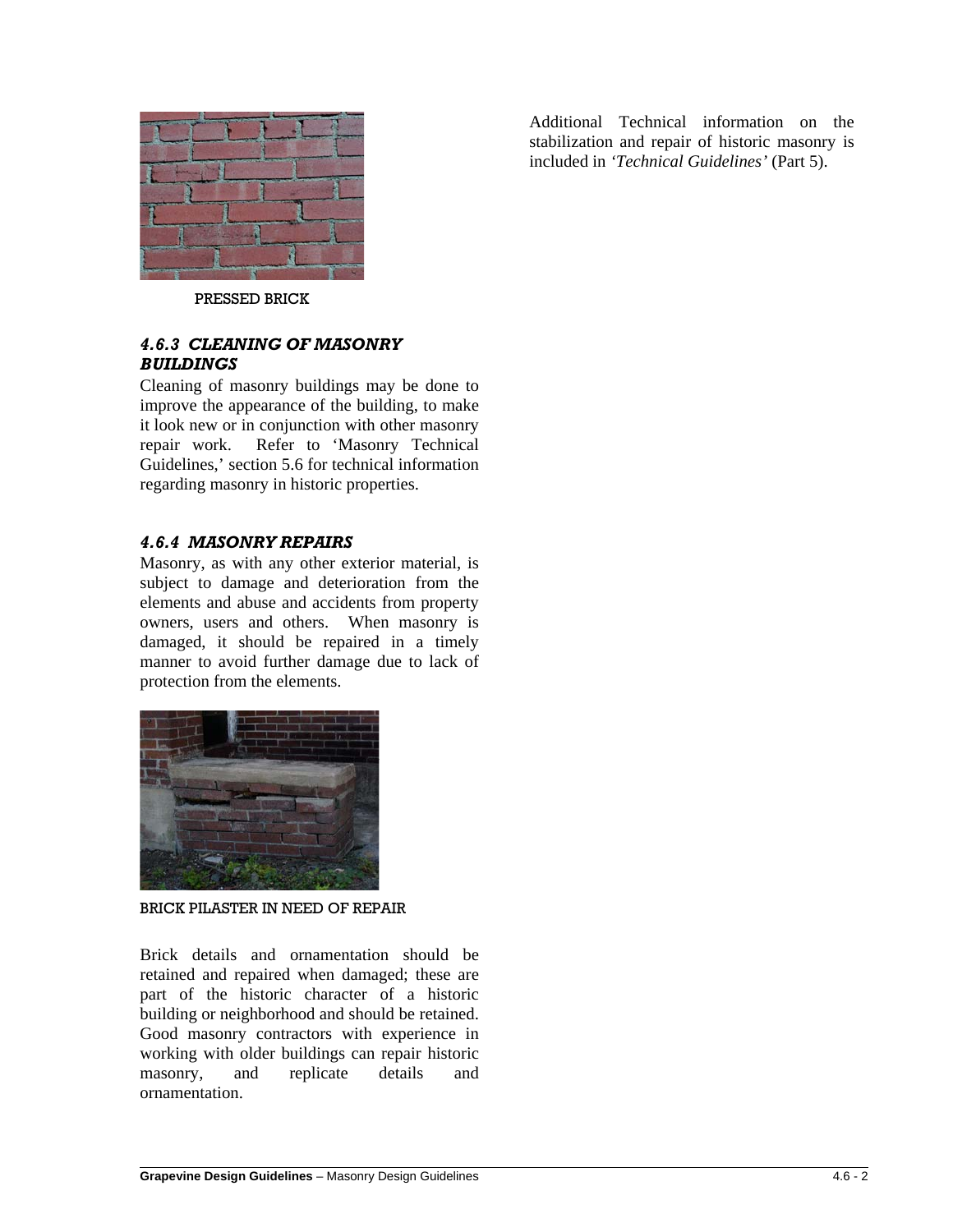PRESSED BRICK

### *4.6.3 CLEANING OF MASONRY BUILDINGS*

Cleaning of masonry buildings may be done to improve the appearance of the building, to make it look new or in conjunction with other masonry repair work. Refer to 'Masonry Technical Guidelines,' section 5.6 for technical information regarding masonry in historic properties.

### *4.6.4 MASONRY REPAIRS*

Masonry, as with any other exterior material, is subject to damage and deterioration from the elements and abuse and accidents from property owners, users and others. When masonry is damaged, it should be repaired in a timely manner to avoid further damage due to lack of protection from the elements.

BRICK PILASTER IN NEED OF REPAIR

Brick details and ornamentation should be retained and repaired when damaged; these are part of the historic character of a historic building or neighborhood and should be retained. Good masonry contractors with experience in working with older buildings can repair historic masonry, and replicate details and ornamentation.

Additional Technical information on the stabilization and repair of historic masonry is included in *'Technical Guidelines'* (Part 5).